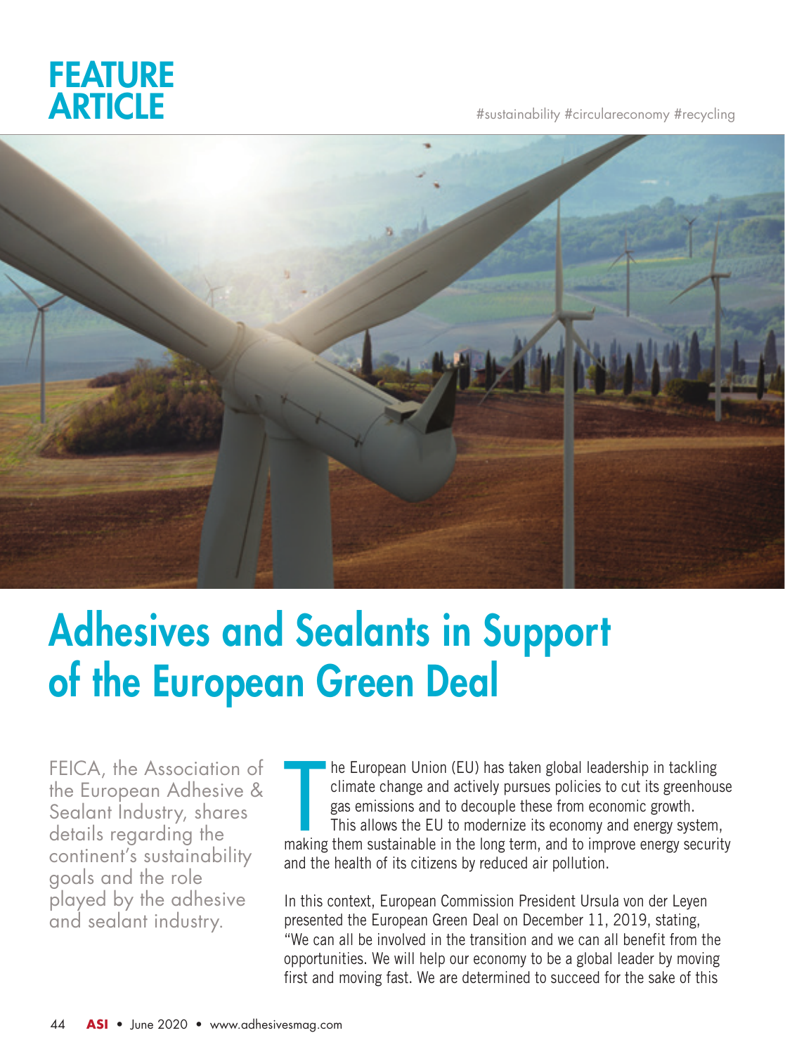FEATURE ARTICLE

#sustainability #circulareconomy #recycling

# Adhesives and Sealants in Support of the European Green Deal

FEICA, the Association of the European Adhesive & Sealant Industry, shares details regarding the continent's sustainability goals and the role played by the adhesive and sealant industry.

The European Union (EU) has taken global leadership in tackling climate change and actively pursues policies to cut its greenhouse gas emissions and to decouple these from economic growth. This allows the EU to modernize its economy and energy system, making them sustainable in the long term, and to improve energy security and the health of its citizens by reduced air pollution.

In this context, European Commission President Ursula von der Leyen presented the European Green Deal on December 11, 2019, stating, "We can all be involved in the transition and we can all benefit from the opportunities. We will help our economy to be a global leader by moving first and moving fast. We are determined to succeed for the sake of this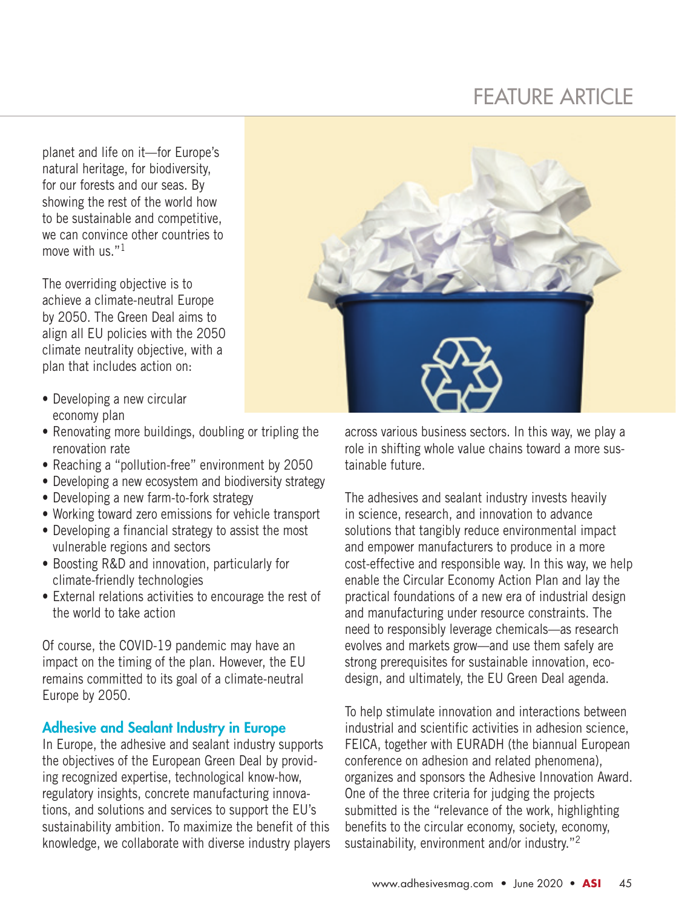planet and life on it—for Europe's natural heritage, for biodiversity, for our forests and our seas. By showing the rest of the world how to be sustainable and competitive, we can convince other countries to move with us."[1]

The overriding objective is to achieve a climate-neutral Europe by 2050. The Green Deal aims to align all EU policies with the 2050 climate neutrality objective, with a plan that includes action on:

- Developing a new circular economy plan
- Renovating more buildings, doubling or tripling the renovation rate
- Reaching a "pollution-free" environment by 2050
- Developing a new ecosystem and biodiversity strategy
- Developing a new farm-to-fork strategy
- Working toward zero emissions for vehicle transport
- Developing a financial strategy to assist the most vulnerable regions and sectors
- Boosting R&D and innovation, particularly for climate-friendly technologies
- External relations activities to encourage the rest of the world to take action

Of course, the COVID-19 pandemic may have an impact on the timing of the plan. However, the EU remains committed to its goal of a climate-neutral Europe by 2050.

## Adhesive and Sealant Industry in Europe

In Europe, the adhesive and sealant industry supports the objectives of the European Green Deal by providing recognized expertise, technological know-how, regulatory insights, concrete manufacturing innovations, and solutions and services to support the EU's sustainability ambition. To maximize the benefit of this knowledge, we collaborate with diverse industry players across various business sectors. In this way, we play a role in shifting whole value chains toward a more sustainable future.

The adhesives and sealant industry invests heavily in science, research, and innovation to advance solutions that tangibly reduce environmental impact and empower manufacturers to produce in a more cost-effective and responsible way. In this way, we help enable the Circular Economy Action Plan and lay the practical foundations of a new era of industrial design and manufacturing under resource constraints. The need to responsibly leverage chemicals—as research evolves and markets grow—and use them safely are strong prerequisites for sustainable innovation, ecodesign, and ultimately, the EU Green Deal agenda.

To help stimulate innovation and interactions between industrial and scientific activities in adhesion science, FEICA, together with EURADH (the biannual European conference on adhesion and related phenomena), organizes and sponsors the Adhesive Innovation Award. One of the three criteria for judging the projects submitted is the "relevance of the work, highlighting benefits to the circular economy, society, economy, sustainability, environment and/or industry."[2]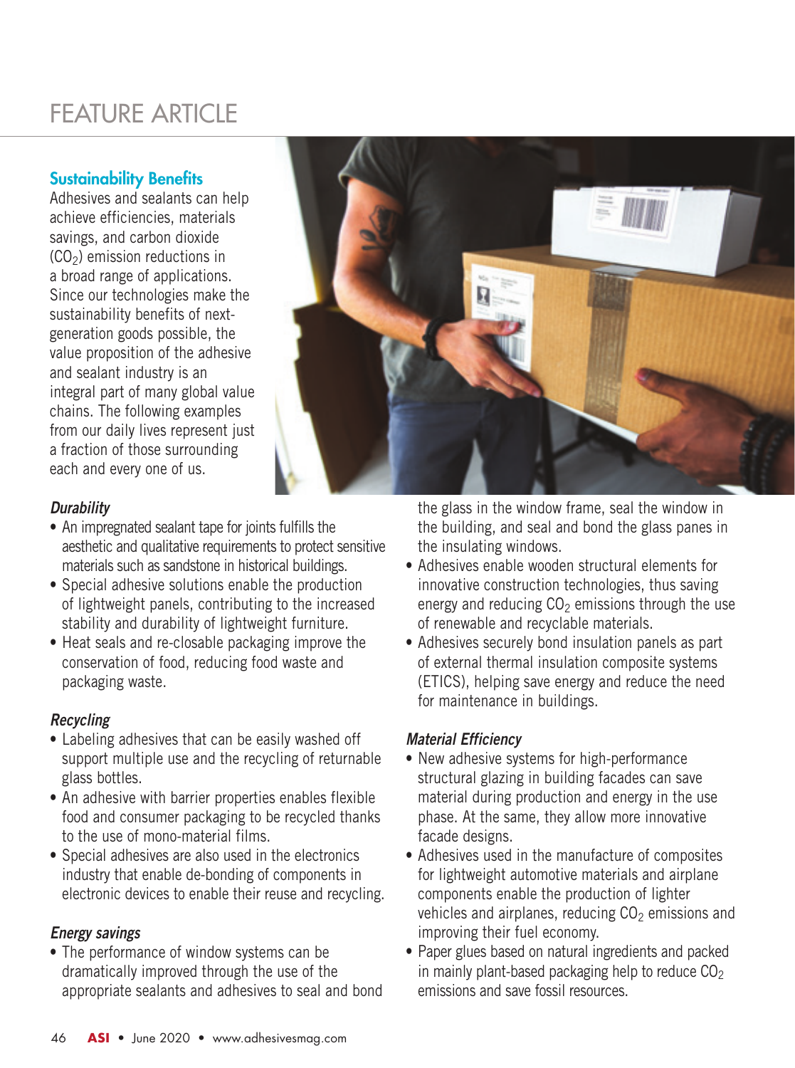## Sustainability Benefits

Adhesives and sealants can help achieve efficiencies, materials savings, and carbon dioxide ($CO_2$) emission reductions in a broad range of applications. Since our technologies make the sustainability benefits of next-generation goods possible, the value proposition of the adhesive and sealant industry is an integral part of many global value chains. The following examples from our daily lives represent just a fraction of those surrounding each and every one of us.

### *Durability*

- An impregnated sealant tape for joints fulfills the aesthetic and qualitative requirements to protect sensitive materials such as sandstone in historical buildings.
- Special adhesive solutions enable the production of lightweight panels, contributing to the increased stability and durability of lightweight furniture.
- Heat seals and re-closable packaging improve the conservation of food, reducing food waste and packaging waste.

### *Recycling*

- Labeling adhesives that can be easily washed off support multiple use and the recycling of returnable glass bottles.
- An adhesive with barrier properties enables flexible food and consumer packaging to be recycled thanks to the use of mono-material films.
- Special adhesives are also used in the electronics industry that enable de-bonding of components in electronic devices to enable their reuse and recycling.

### *Energy savings*

- The performance of window systems can be dramatically improved through the use of the appropriate sealants and adhesives to seal and bond the glass in the window frame, seal the window in the building, and seal and bond the glass panes in the insulating windows.
- Adhesives enable wooden structural elements for innovative construction technologies, thus saving energy and reducing $CO_2$ emissions through the use of renewable and recyclable materials.
- Adhesives securely bond insulation panels as part of external thermal insulation composite systems (ETICS), helping save energy and reduce the need for maintenance in buildings.

### *Material Efficiency*

- New adhesive systems for high-performance structural glazing in building facades can save material during production and energy in the use phase. At the same time, they allow more innovative facade designs.
- Adhesives used in the manufacture of composites for lightweight automotive materials and airplane components enable the production of lighter vehicles and airplanes, reducing $CO_2$ emissions and improving their fuel economy.
- Paper glues based on natural ingredients and packed in mainly plant-based packaging help to reduce $CO_2$ emissions and save fossil resources.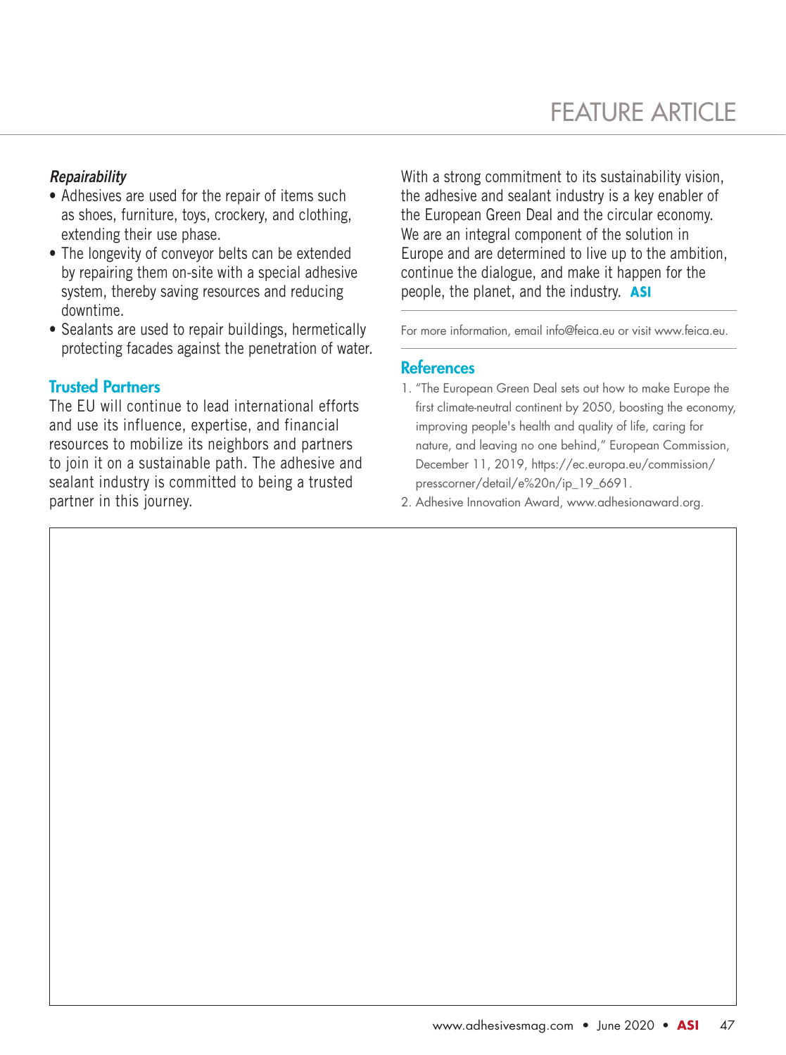### *Repairability*

- Adhesives are used for the repair of items such as shoes, furniture, toys, crockery, and clothing, extending their use phase.
- The longevity of conveyor belts can be extended by repairing them on-site with a special adhesive system, thereby saving resources and reducing downtime.
- Sealants are used to repair buildings, hermetically protecting facades against the penetration of water.

## Trusted Partners

The EU will continue to lead international efforts and use its influence, expertise, and financial resources to mobilize its neighbors and partners to join it on a sustainable path. The adhesive and sealant industry is committed to being a trusted partner in this journey.

With a strong commitment to its sustainability vision, the adhesive and sealant industry is a key enabler of the European Green Deal and the circular economy. We are an integral component of the solution in Europe and are determined to live up to the ambition, continue the dialogue, and make it happen for the people, the planet, and the industry. **ASI**

For more information, email info@feica.eu or visit www.feica.eu.

## References

1. "The European Green Deal sets out how to make Europe the first climate-neutral continent by 2050, boosting the economy, improving people's health and quality of life, caring for nature, and leaving no one behind," European Commission, December 11, 2019, https://ec.europa.eu/commission/presscorner/detail/e%20n/ip_19_6691.
2. Adhesive Innovation Award, www.adhesionaward.org.